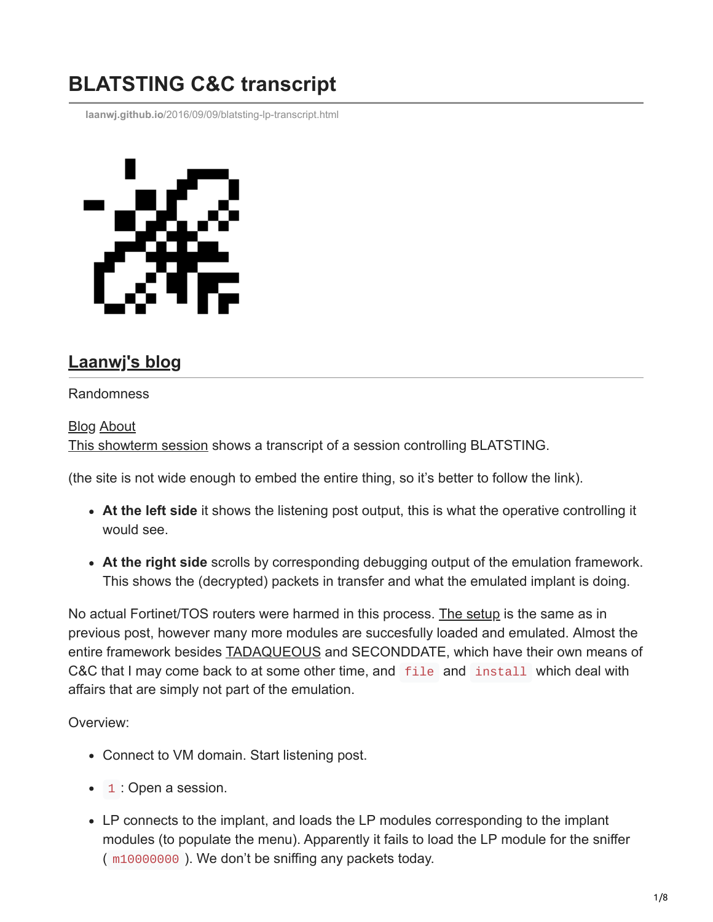# BLATSTING C&C transcript

laanwj.github.io/2016/09/09/blatsting-lp-transcript.html

## Laanwj's blog

Randomness

Blog About

This showterm session shows a transcript of a session controlling BLATSTING.

(the site is not wide enough to embed the entire thing, so it's better to follow the link).

- **At the left side** it shows the listening post output, this is what the operative controlling it would see.
- **At the right side** scrolls by corresponding debugging output of the emulation framework. This shows the (decrypted) packets in transfer and what the emulated implant is doing.

No actual Fortinet/TOS routers were harmed in this process. The setup is the same as in previous post, however many more modules are succesfully loaded and emulated. Almost the entire framework besides TADAQUEOUS and SECONDDATE, which have their own means of C&C that I may come back to at some other time, and `file` and `install` which deal with affairs that are simply not part of the emulation.

Overview:

- Connect to VM domain. Start listening post.
- `1` : Open a session.
- LP connects to the implant, and loads the LP modules corresponding to the implant modules (to populate the menu). Apparently it fails to load the LP module for the sniffer ( `m10000000` ). We don't be sniffing any packets today.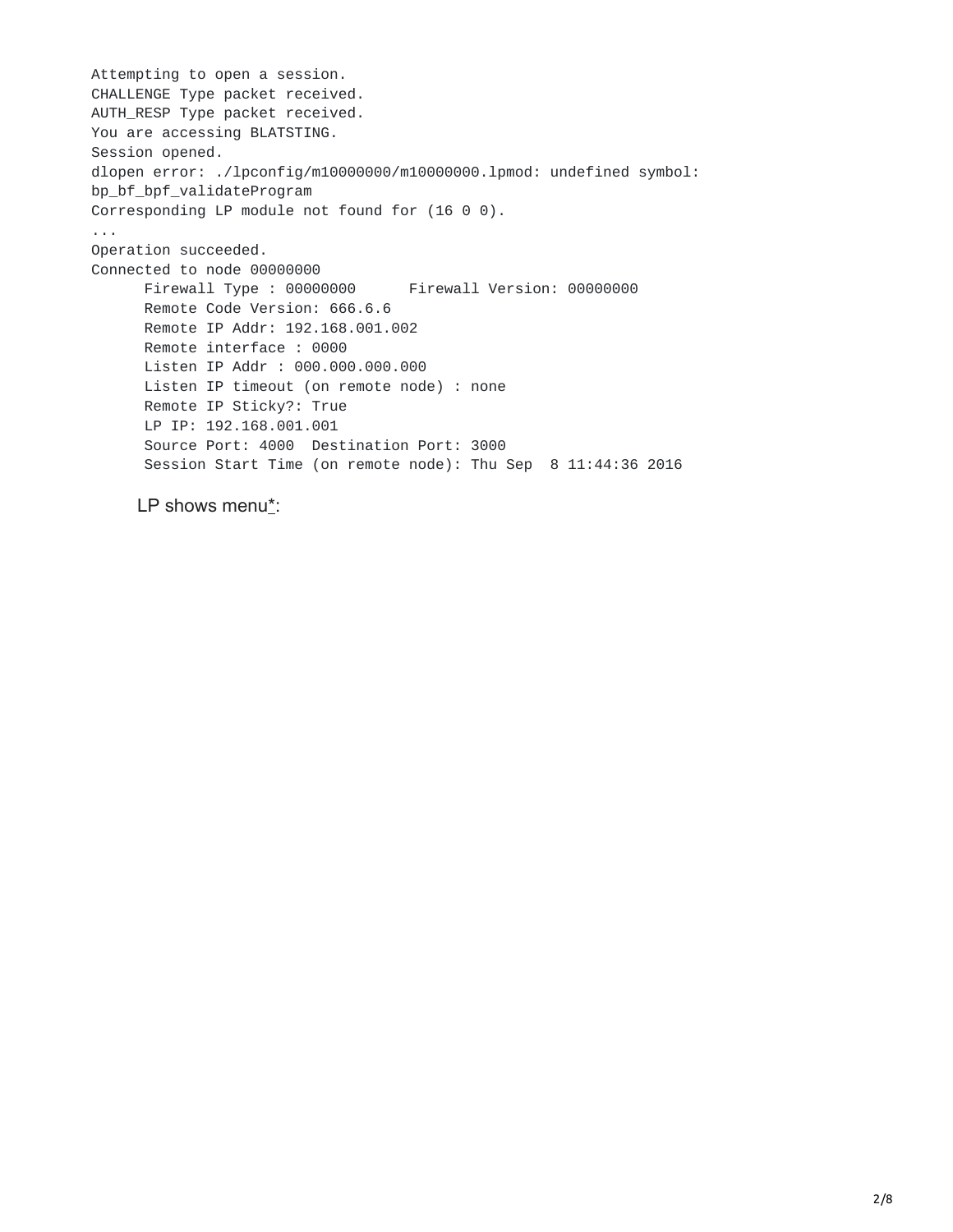```
Attempting to open a session.
CHALLENGE Type packet received.
AUTH_RESP Type packet received.
You are accessing BLATSTING.
Session opened.
dlopen error: ./lpconfig/m10000000/m10000000.lpmod: undefined symbol:
bp_bf_bpf_validateProgram
Corresponding LP module not found for (16 0 0).
...
Operation succeeded.
Connected to node 00000000
      Firewall Type : 00000000      Firewall Version: 00000000
      Remote Code Version: 666.6.6
      Remote IP Addr: 192.168.001.002
      Remote interface : 0000
      Listen IP Addr : 000.000.000.000
      Listen IP timeout (on remote node) : none
      Remote IP Sticky?: True
      LP IP: 192.168.001.001
      Source Port: 4000  Destination Port: 3000
      Session Start Time (on remote node): Thu Sep  8 11:44:36 2016
```

LP shows menu*: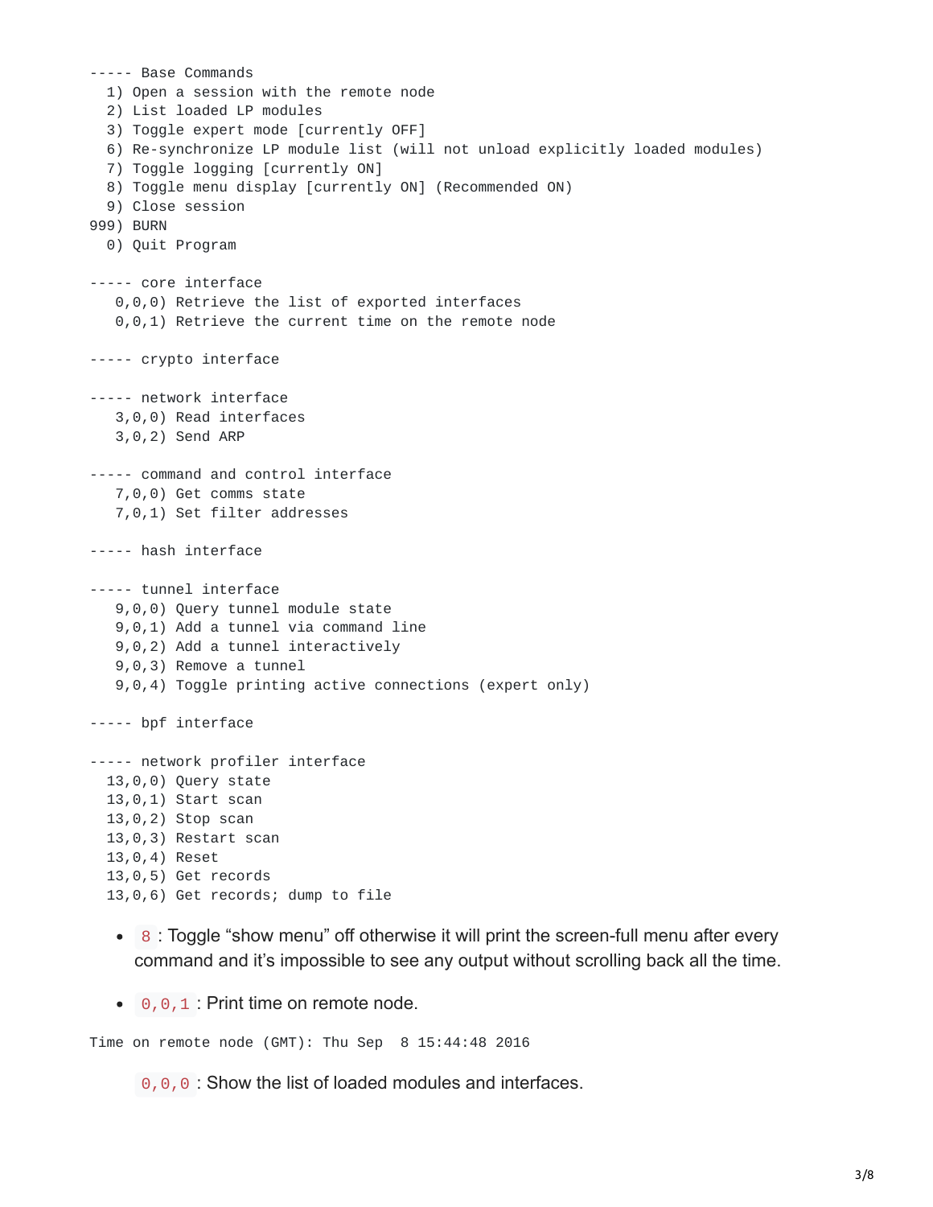```
----- Base Commands
  1) Open a session with the remote node
  2) List loaded LP modules
  3) Toggle expert mode [currently OFF]
  6) Re-synchronize LP module list (will not unload explicitly loaded modules)
  7) Toggle logging [currently ON]
  8) Toggle menu display [currently ON] (Recommended ON)
  9) Close session
999) BURN
  0) Quit Program

----- core interface
   0,0,0) Retrieve the list of exported interfaces
   0,0,1) Retrieve the current time on the remote node

----- crypto interface

----- network interface
   3,0,0) Read interfaces
   3,0,2) Send ARP

----- command and control interface
   7,0,0) Get comms state
   7,0,1) Set filter addresses

----- hash interface

----- tunnel interface
   9,0,0) Query tunnel module state
   9,0,1) Add a tunnel via command line
   9,0,2) Add a tunnel interactively
   9,0,3) Remove a tunnel
   9,0,4) Toggle printing active connections (expert only)

----- bpf interface

----- network profiler interface
  13,0,0) Query state
  13,0,1) Start scan
  13,0,2) Stop scan
  13,0,3) Restart scan
  13,0,4) Reset
  13,0,5) Get records
  13,0,6) Get records; dump to file
```

- `8` : Toggle "show menu" off otherwise it will print the screen-full menu after every command and it's impossible to see any output without scrolling back all the time.

- `0,0,1` : Print time on remote node.

```
Time on remote node (GMT): Thu Sep  8 15:44:48 2016
```

`0,0,0` : Show the list of loaded modules and interfaces.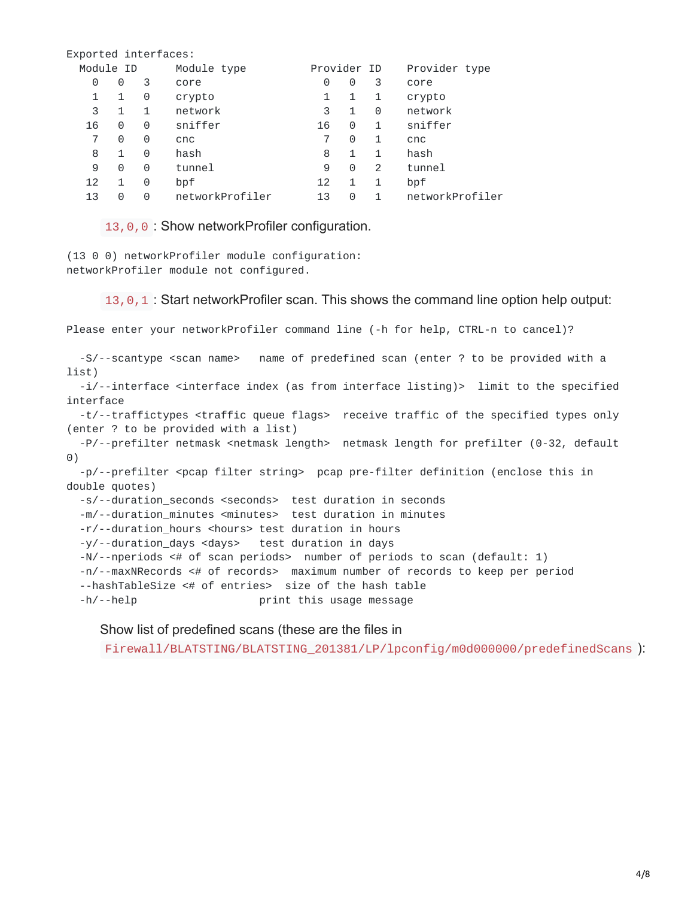```
Exported interfaces:
  Module ID      Module type          Provider ID    Provider type
    0   0   3    core                   0   0   3    core
    1   1   0    crypto                 1   1   1    crypto
    3   1   1    network                3   1   0    network
   16   0   0    sniffer               16   0   1    sniffer
    7   0   0    cnc                    7   0   1    cnc
    8   1   0    hash                   8   1   1    hash
    9   0   0    tunnel                 9   0   2    tunnel
   12   1   0    bpf                   12   1   1    bpf
   13   0   0    networkProfiler       13   0   1    networkProfiler
```

`13,0,0` : Show networkProfiler configuration.

```
(13 0 0) networkProfiler module configuration:
networkProfiler module not configured.
```

`13,0,1` : Start networkProfiler scan. This shows the command line option help output:

```
Please enter your networkProfiler command line (-h for help, CTRL-n to cancel)?

  -S/--scantype <scan name>   name of predefined scan (enter ? to be provided with a
list)
  -i/--interface <interface index (as from interface listing)>  limit to the specified
interface
  -t/--traffictypes <traffic queue flags>  receive traffic of the specified types only
(enter ? to be provided with a list)
  -P/--prefilter netmask <netmask length>  netmask length for prefilter (0-32, default
0)
  -p/--prefilter <pcap filter string>  pcap pre-filter definition (enclose this in
double quotes)
  -s/--duration_seconds <seconds>  test duration in seconds
  -m/--duration_minutes <minutes>  test duration in minutes
  -r/--duration_hours <hours> test duration in hours
  -y/--duration_days <days>   test duration in days
  -N/--nperiods <# of scan periods>  number of periods to scan (default: 1)
  -n/--maxNRecords <# of records>  maximum number of records to keep per period
  --hashTableSize <# of entries>  size of the hash table
  -h/--help                   print this usage message
```

Show list of predefined scans (these are the files in `Firewall/BLATSTING/BLATSTING_201381/LP/lpconfig/m0d000000/predefinedScans` ):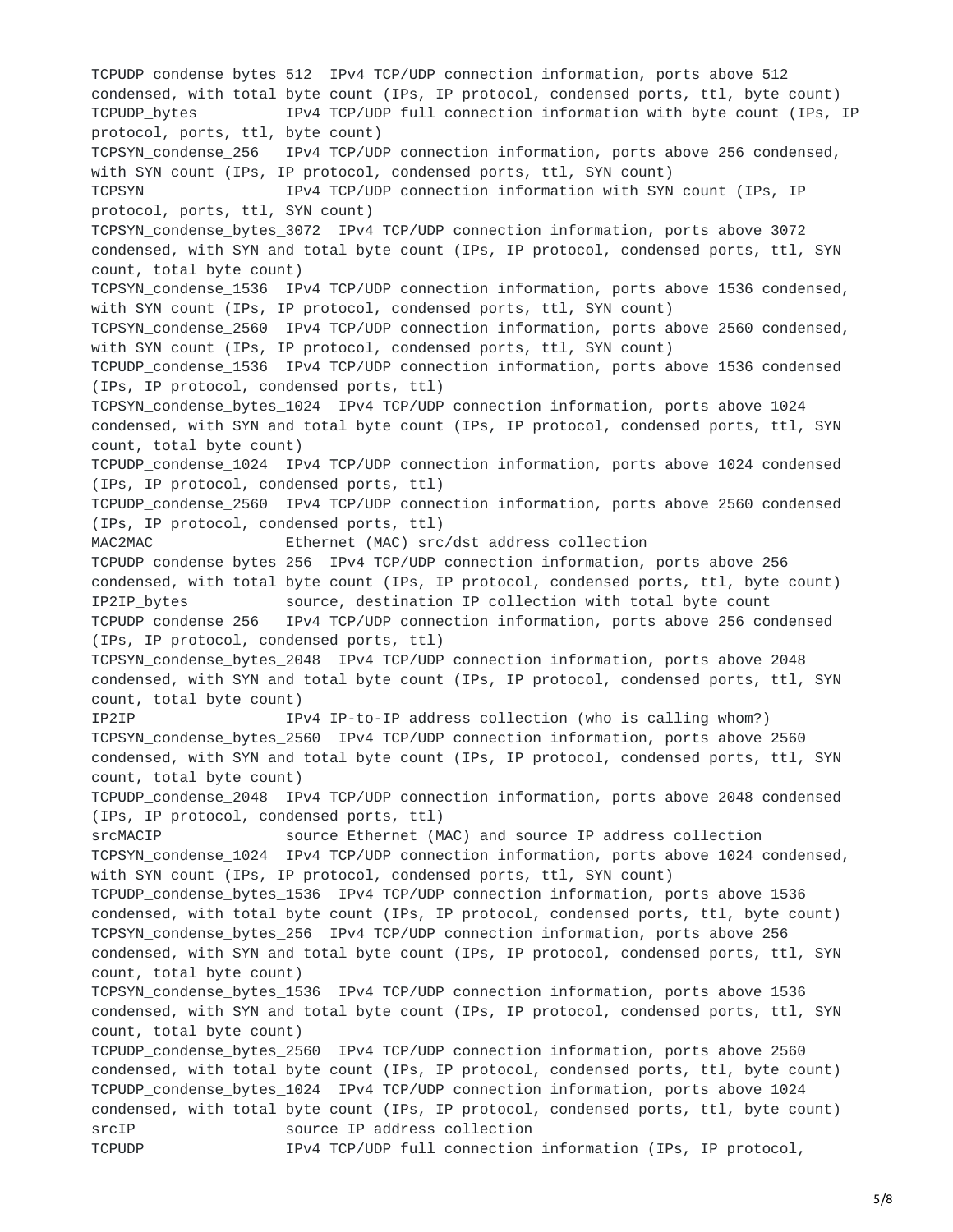```
TCPUDP_condense_bytes_512  IPv4 TCP/UDP connection information, ports above 512
condensed, with total byte count (IPs, IP protocol, condensed ports, ttl, byte count)
TCPUDP_bytes          IPv4 TCP/UDP full connection information with byte count (IPs, IP
protocol, ports, ttl, byte count)
TCPSYN_condense_256   IPv4 TCP/UDP connection information, ports above 256 condensed,
with SYN count (IPs, IP protocol, condensed ports, ttl, SYN count)
TCPSYN                IPv4 TCP/UDP connection information with SYN count (IPs, IP
protocol, ports, ttl, SYN count)
TCPSYN_condense_bytes_3072  IPv4 TCP/UDP connection information, ports above 3072
condensed, with SYN and total byte count (IPs, IP protocol, condensed ports, ttl, SYN
count, total byte count)
TCPSYN_condense_1536  IPv4 TCP/UDP connection information, ports above 1536 condensed,
with SYN count (IPs, IP protocol, condensed ports, ttl, SYN count)
TCPSYN_condense_2560  IPv4 TCP/UDP connection information, ports above 2560 condensed,
with SYN count (IPs, IP protocol, condensed ports, ttl, SYN count)
TCPUDP_condense_1536  IPv4 TCP/UDP connection information, ports above 1536 condensed
(IPs, IP protocol, condensed ports, ttl)
TCPSYN_condense_bytes_1024  IPv4 TCP/UDP connection information, ports above 1024
condensed, with SYN and total byte count (IPs, IP protocol, condensed ports, ttl, SYN
count, total byte count)
TCPUDP_condense_1024  IPv4 TCP/UDP connection information, ports above 1024 condensed
(IPs, IP protocol, condensed ports, ttl)
TCPUDP_condense_2560  IPv4 TCP/UDP connection information, ports above 2560 condensed
(IPs, IP protocol, condensed ports, ttl)
MAC2MAC               Ethernet (MAC) src/dst address collection
TCPUDP_condense_bytes_256  IPv4 TCP/UDP connection information, ports above 256
condensed, with total byte count (IPs, IP protocol, condensed ports, ttl, byte count)
IP2IP_bytes           source, destination IP collection with total byte count
TCPUDP_condense_256   IPv4 TCP/UDP connection information, ports above 256 condensed
(IPs, IP protocol, condensed ports, ttl)
TCPSYN_condense_bytes_2048  IPv4 TCP/UDP connection information, ports above 2048
condensed, with SYN and total byte count (IPs, IP protocol, condensed ports, ttl, SYN
count, total byte count)
IP2IP                 IPv4 IP-to-IP address collection (who is calling whom?)
TCPSYN_condense_bytes_2560  IPv4 TCP/UDP connection information, ports above 2560
condensed, with SYN and total byte count (IPs, IP protocol, condensed ports, ttl, SYN
count, total byte count)
TCPUDP_condense_2048  IPv4 TCP/UDP connection information, ports above 2048 condensed
(IPs, IP protocol, condensed ports, ttl)
srcMACIP              source Ethernet (MAC) and source IP address collection
TCPSYN_condense_1024  IPv4 TCP/UDP connection information, ports above 1024 condensed,
with SYN count (IPs, IP protocol, condensed ports, ttl, SYN count)
TCPUDP_condense_bytes_1536  IPv4 TCP/UDP connection information, ports above 1536
condensed, with total byte count (IPs, IP protocol, condensed ports, ttl, byte count)
TCPSYN_condense_bytes_256  IPv4 TCP/UDP connection information, ports above 256
condensed, with SYN and total byte count (IPs, IP protocol, condensed ports, ttl, SYN
count, total byte count)
TCPSYN_condense_bytes_1536  IPv4 TCP/UDP connection information, ports above 1536
condensed, with SYN and total byte count (IPs, IP protocol, condensed ports, ttl, SYN
count, total byte count)
TCPUDP_condense_bytes_2560  IPv4 TCP/UDP connection information, ports above 2560
condensed, with total byte count (IPs, IP protocol, condensed ports, ttl, byte count)
TCPUDP_condense_bytes_1024  IPv4 TCP/UDP connection information, ports above 1024
condensed, with total byte count (IPs, IP protocol, condensed ports, ttl, byte count)
srcIP                 source IP address collection
TCPUDP                IPv4 TCP/UDP full connection information (IPs, IP protocol,
```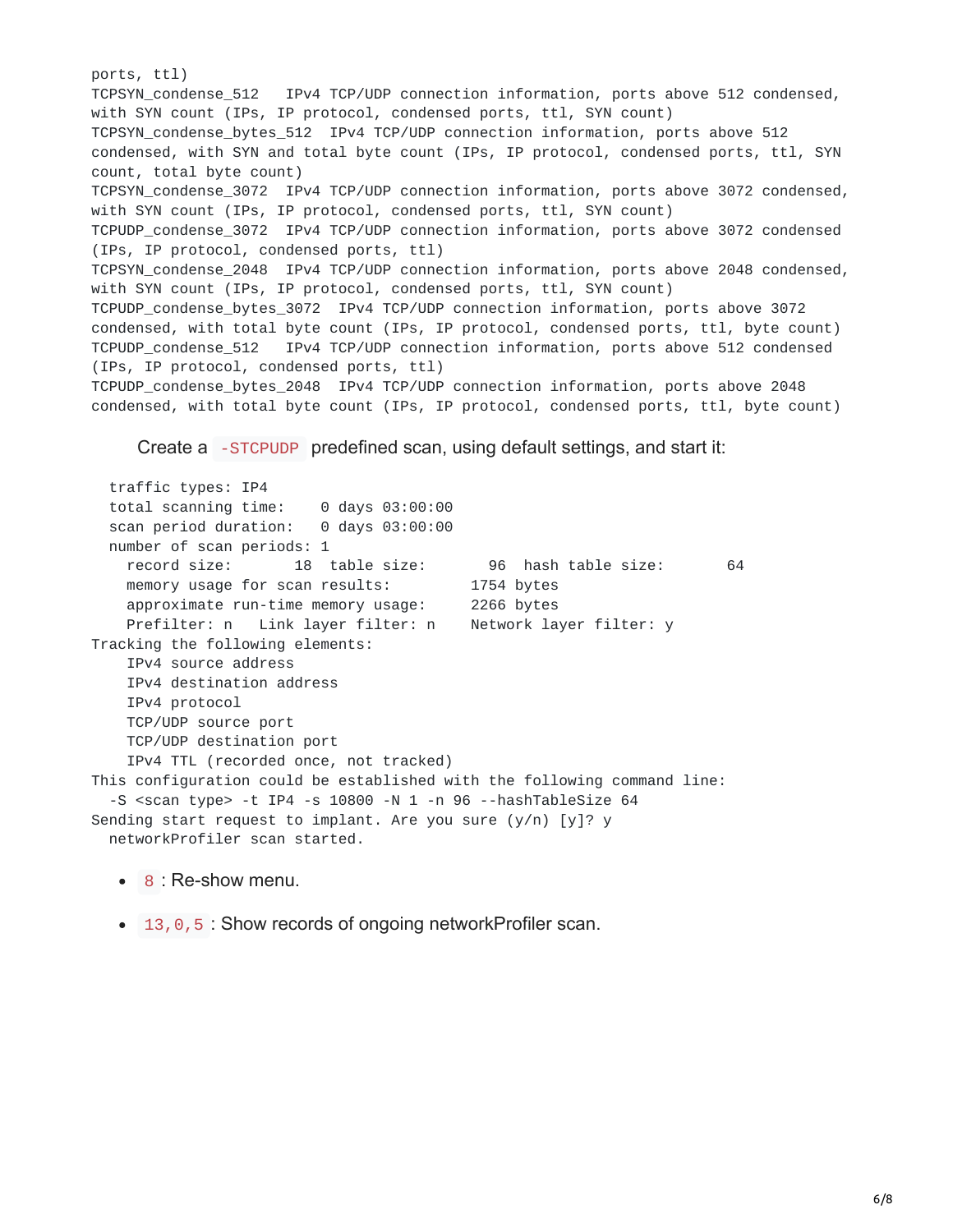```
ports, ttl)
TCPSYN_condense_512   IPv4 TCP/UDP connection information, ports above 512 condensed,
with SYN count (IPs, IP protocol, condensed ports, ttl, SYN count)
TCPSYN_condense_bytes_512  IPv4 TCP/UDP connection information, ports above 512
condensed, with SYN and total byte count (IPs, IP protocol, condensed ports, ttl, SYN
count, total byte count)
TCPSYN_condense_3072  IPv4 TCP/UDP connection information, ports above 3072 condensed,
with SYN count (IPs, IP protocol, condensed ports, ttl, SYN count)
TCPUDP_condense_3072  IPv4 TCP/UDP connection information, ports above 3072 condensed
(IPs, IP protocol, condensed ports, ttl)
TCPSYN_condense_2048  IPv4 TCP/UDP connection information, ports above 2048 condensed,
with SYN count (IPs, IP protocol, condensed ports, ttl, SYN count)
TCPUDP_condense_bytes_3072  IPv4 TCP/UDP connection information, ports above 3072
condensed, with total byte count (IPs, IP protocol, condensed ports, ttl, byte count)
TCPUDP_condense_512   IPv4 TCP/UDP connection information, ports above 512 condensed
(IPs, IP protocol, condensed ports, ttl)
TCPUDP_condense_bytes_2048  IPv4 TCP/UDP connection information, ports above 2048
condensed, with total byte count (IPs, IP protocol, condensed ports, ttl, byte count)
```

Create a `-STCPUDP` predefined scan, using default settings, and start it:

```
  traffic types: IP4
  total scanning time:    0 days 03:00:00
  scan period duration:   0 days 03:00:00
  number of scan periods: 1
    record size:       18  table size:       96  hash table size:       64
    memory usage for scan results:        1754 bytes
    approximate run-time memory usage:    2266 bytes
    Prefilter: n   Link layer filter: n    Network layer filter: y
Tracking the following elements:
    IPv4 source address
    IPv4 destination address
    IPv4 protocol
    TCP/UDP source port
    TCP/UDP destination port
    IPv4 TTL (recorded once, not tracked)
This configuration could be established with the following command line:
  -S <scan type> -t IP4 -s 10800 -N 1 -n 96 --hashTableSize 64
Sending start request to implant. Are you sure (y/n) [y]? y
  networkProfiler scan started.
```

- `8` : Re-show menu.
- `13,0,5` : Show records of ongoing networkProfiler scan.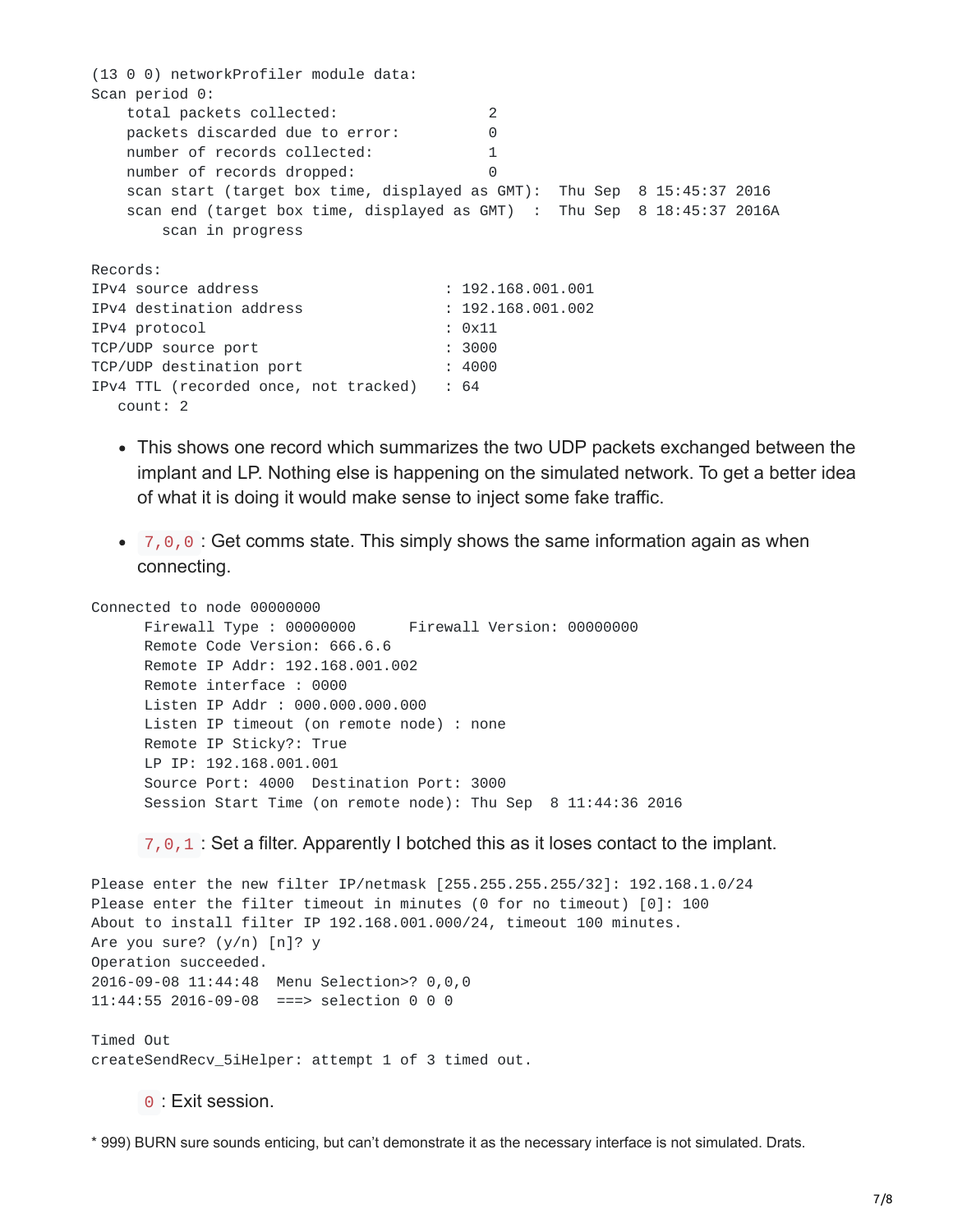```
(13 0 0) networkProfiler module data:
Scan period 0:
    total packets collected:                2
    packets discarded due to error:         0
    number of records collected:            1
    number of records dropped:              0
    scan start (target box time, displayed as GMT):  Thu Sep  8 15:45:37 2016
    scan end (target box time, displayed as GMT)  :  Thu Sep  8 18:45:37 2016A
        scan in progress

Records:
IPv4 source address                     : 192.168.001.001
IPv4 destination address                : 192.168.001.002
IPv4 protocol                           : 0x11
TCP/UDP source port                     : 3000
TCP/UDP destination port                : 4000
IPv4 TTL (recorded once, not tracked)   : 64
   count: 2
```

- This shows one record which summarizes the two UDP packets exchanged between the implant and LP. Nothing else is happening on the simulated network. To get a better idea of what it is doing it would make sense to inject some fake traffic.

- `7,0,0` : Get comms state. This simply shows the same information again as when connecting.

```
Connected to node 00000000
      Firewall Type : 00000000      Firewall Version: 00000000
      Remote Code Version: 666.6.6
      Remote IP Addr: 192.168.001.002
      Remote interface : 0000
      Listen IP Addr : 000.000.000.000
      Listen IP timeout (on remote node) : none
      Remote IP Sticky?: True
      LP IP: 192.168.001.001
      Source Port: 4000  Destination Port: 3000
      Session Start Time (on remote node): Thu Sep  8 11:44:36 2016
```

`7,0,1` : Set a filter. Apparently I botched this as it loses contact to the implant.

```
Please enter the new filter IP/netmask [255.255.255.255/32]: 192.168.1.0/24
Please enter the filter timeout in minutes (0 for no timeout) [0]: 100
About to install filter IP 192.168.001.000/24, timeout 100 minutes.
Are you sure? (y/n) [n]? y
Operation succeeded.
2016-09-08 11:44:48  Menu Selection>? 0,0,0
11:44:55 2016-09-08  ===> selection 0 0 0

Timed Out
createSendRecv_5iHelper: attempt 1 of 3 timed out.
```

`0` : Exit session.

* 999) BURN sure sounds enticing, but can't demonstrate it as the necessary interface is not simulated. Drats.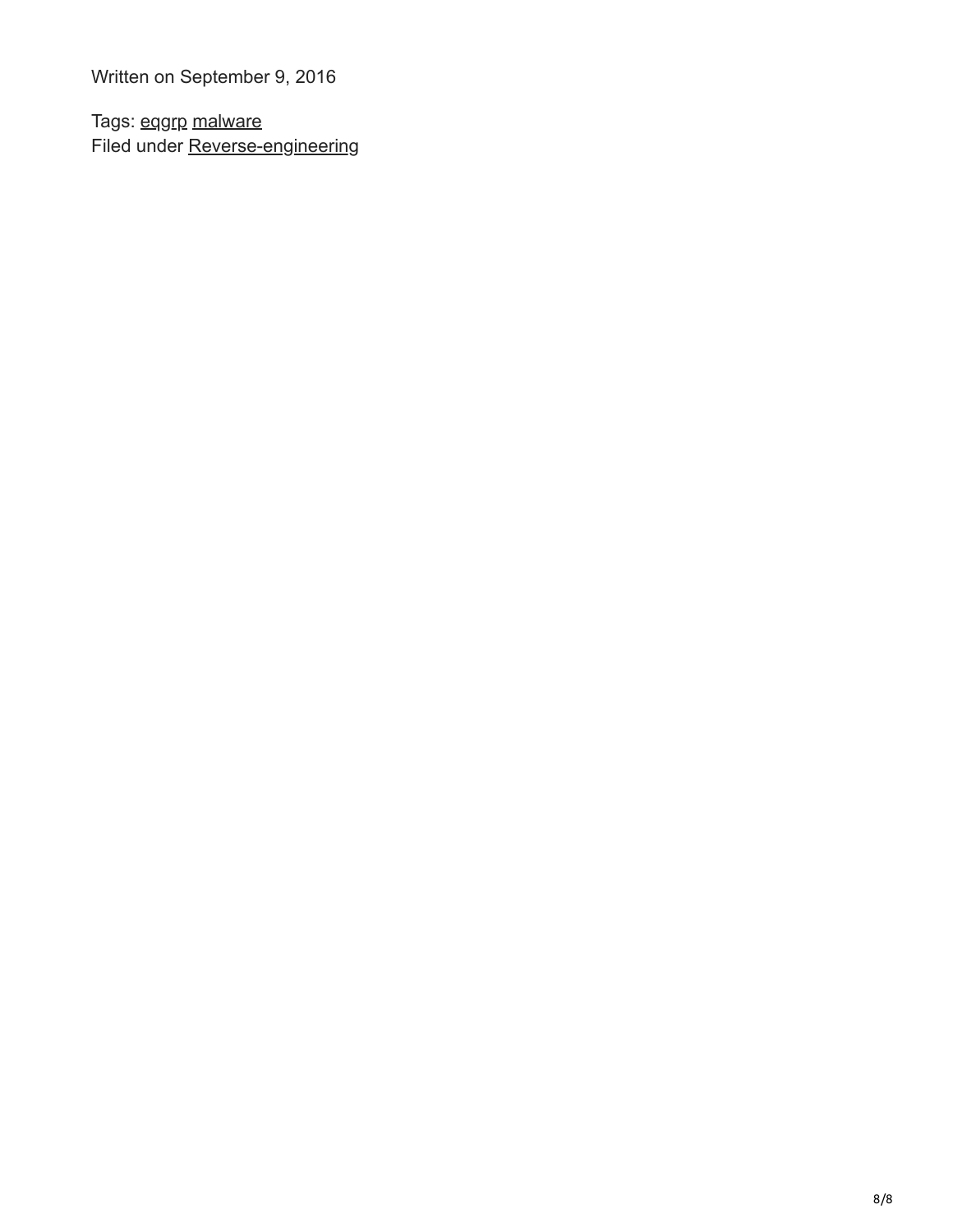Written on September 9, 2016

Tags: [eqgrp] [malware]
Filed under [Reverse-engineering]